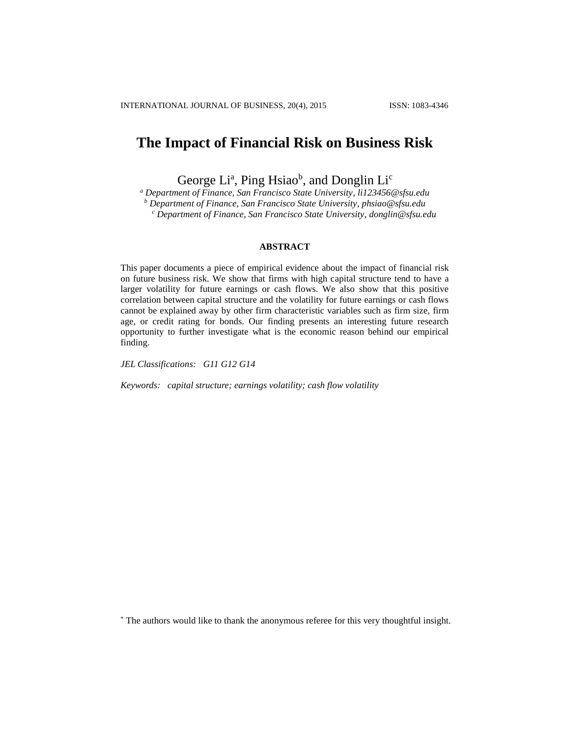# The Impact of Financial Risk on Business Risk

George Li[a], Ping Hsiao[b], and Donglin Li[c]

[a] *Department of Finance, San Francisco State University, li123456@sfsu.edu*
[b] *Department of Finance, San Francisco State University, phsiao@sfsu.edu*
[c] *Department of Finance, San Francisco State University, donglin@sfsu.edu*

**ABSTRACT**

This paper documents a piece of empirical evidence about the impact of financial risk on future business risk. We show that firms with high capital structure tend to have a larger volatility for future earnings or cash flows. We also show that this positive correlation between capital structure and the volatility for future earnings or cash flows cannot be explained away by other firm characteristic variables such as firm size, firm age, or credit rating for bonds. Our finding presents an interesting future research opportunity to further investigate what is the economic reason behind our empirical finding.

*JEL Classifications: G11 G12 G14*

*Keywords: capital structure; earnings volatility; cash flow volatility*

[*] The authors would like to thank the anonymous referee for this very thoughtful insight.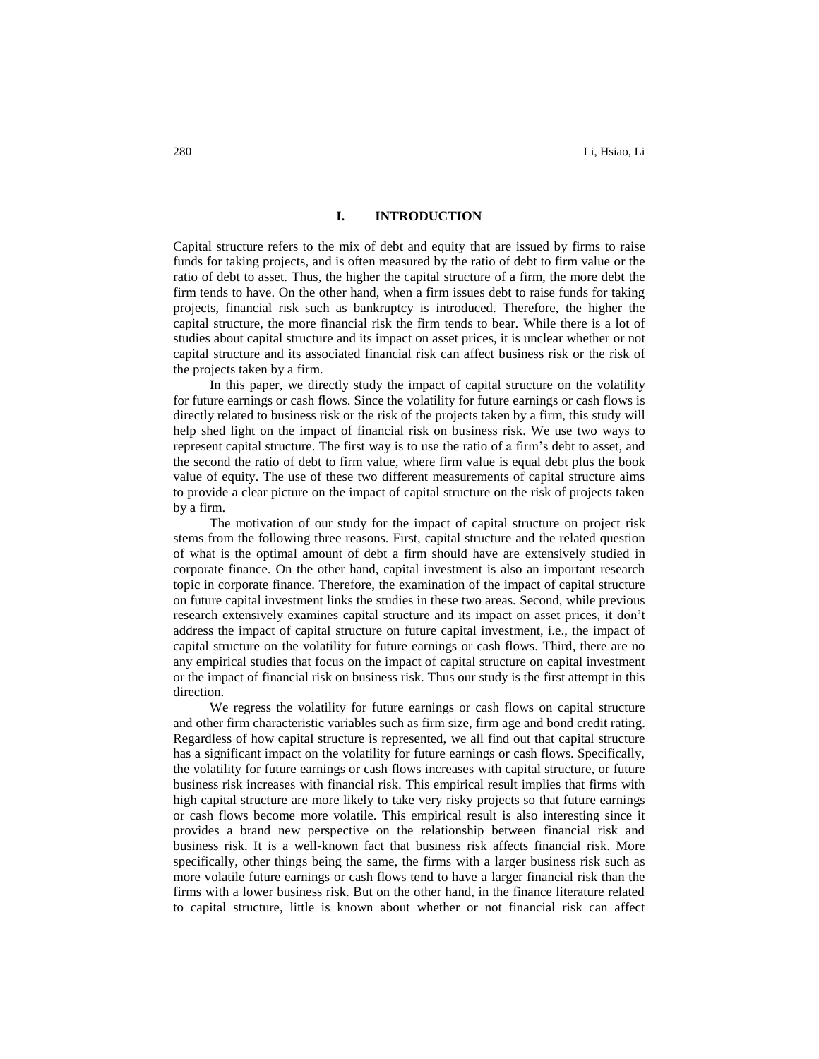## I. INTRODUCTION

Capital structure refers to the mix of debt and equity that are issued by firms to raise funds for taking projects, and is often measured by the ratio of debt to firm value or the ratio of debt to asset. Thus, the higher the capital structure of a firm, the more debt the firm tends to have. On the other hand, when a firm issues debt to raise funds for taking projects, financial risk such as bankruptcy is introduced. Therefore, the higher the capital structure, the more financial risk the firm tends to bear. While there is a lot of studies about capital structure and its impact on asset prices, it is unclear whether or not capital structure and its associated financial risk can affect business risk or the risk of the projects taken by a firm.

In this paper, we directly study the impact of capital structure on the volatility for future earnings or cash flows. Since the volatility for future earnings or cash flows is directly related to business risk or the risk of the projects taken by a firm, this study will help shed light on the impact of financial risk on business risk. We use two ways to represent capital structure. The first way is to use the ratio of a firm's debt to asset, and the second the ratio of debt to firm value, where firm value is equal debt plus the book value of equity. The use of these two different measurements of capital structure aims to provide a clear picture on the impact of capital structure on the risk of projects taken by a firm.

The motivation of our study for the impact of capital structure on project risk stems from the following three reasons. First, capital structure and the related question of what is the optimal amount of debt a firm should have are extensively studied in corporate finance. On the other hand, capital investment is also an important research topic in corporate finance. Therefore, the examination of the impact of capital structure on future capital investment links the studies in these two areas. Second, while previous research extensively examines capital structure and its impact on asset prices, it don't address the impact of capital structure on future capital investment, i.e., the impact of capital structure on the volatility for future earnings or cash flows. Third, there are no any empirical studies that focus on the impact of capital structure on capital investment or the impact of financial risk on business risk. Thus our study is the first attempt in this direction.

We regress the volatility for future earnings or cash flows on capital structure and other firm characteristic variables such as firm size, firm age and bond credit rating. Regardless of how capital structure is represented, we all find out that capital structure has a significant impact on the volatility for future earnings or cash flows. Specifically, the volatility for future earnings or cash flows increases with capital structure, or future business risk increases with financial risk. This empirical result implies that firms with high capital structure are more likely to take very risky projects so that future earnings or cash flows become more volatile. This empirical result is also interesting since it provides a brand new perspective on the relationship between financial risk and business risk. It is a well-known fact that business risk affects financial risk. More specifically, other things being the same, the firms with a larger business risk such as more volatile future earnings or cash flows tend to have a larger financial risk than the firms with a lower business risk. But on the other hand, in the finance literature related to capital structure, little is known about whether or not financial risk can affect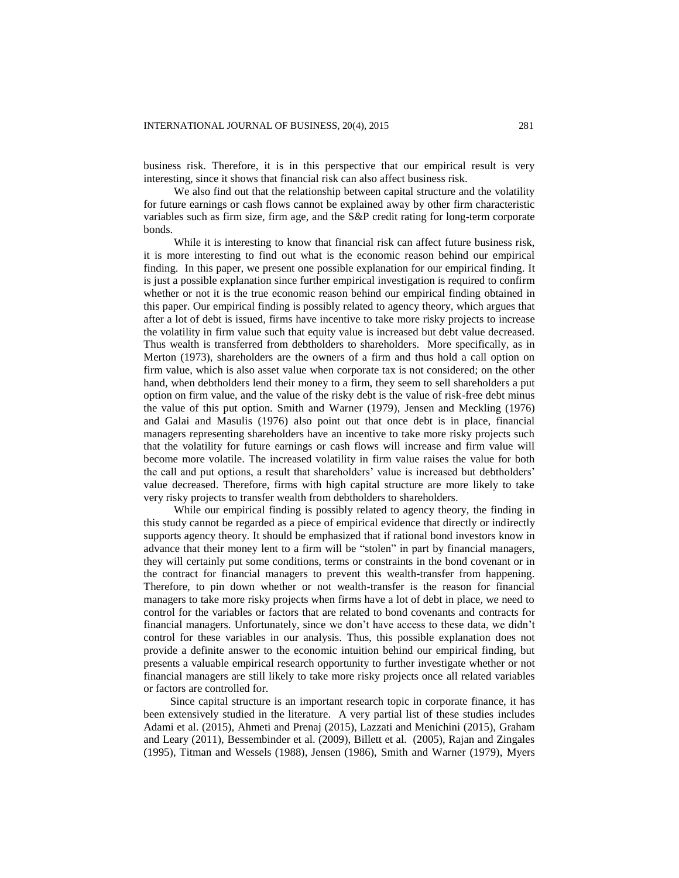business risk. Therefore, it is in this perspective that our empirical result is very interesting, since it shows that financial risk can also affect business risk.

We also find out that the relationship between capital structure and the volatility for future earnings or cash flows cannot be explained away by other firm characteristic variables such as firm size, firm age, and the S&P credit rating for long-term corporate bonds.

While it is interesting to know that financial risk can affect future business risk, it is more interesting to find out what is the economic reason behind our empirical finding. In this paper, we present one possible explanation for our empirical finding. It is just a possible explanation since further empirical investigation is required to confirm whether or not it is the true economic reason behind our empirical finding obtained in this paper. Our empirical finding is possibly related to agency theory, which argues that after a lot of debt is issued, firms have incentive to take more risky projects to increase the volatility in firm value such that equity value is increased but debt value decreased. Thus wealth is transferred from debtholders to shareholders. More specifically, as in Merton (1973), shareholders are the owners of a firm and thus hold a call option on firm value, which is also asset value when corporate tax is not considered; on the other hand, when debtholders lend their money to a firm, they seem to sell shareholders a put option on firm value, and the value of the risky debt is the value of risk-free debt minus the value of this put option. Smith and Warner (1979), Jensen and Meckling (1976) and Galai and Masulis (1976) also point out that once debt is in place, financial managers representing shareholders have an incentive to take more risky projects such that the volatility for future earnings or cash flows will increase and firm value will become more volatile. The increased volatility in firm value raises the value for both the call and put options, a result that shareholders' value is increased but debtholders' value decreased. Therefore, firms with high capital structure are more likely to take very risky projects to transfer wealth from debtholders to shareholders.

While our empirical finding is possibly related to agency theory, the finding in this study cannot be regarded as a piece of empirical evidence that directly or indirectly supports agency theory. It should be emphasized that if rational bond investors know in advance that their money lent to a firm will be "stolen" in part by financial managers, they will certainly put some conditions, terms or constraints in the bond covenant or in the contract for financial managers to prevent this wealth-transfer from happening. Therefore, to pin down whether or not wealth-transfer is the reason for financial managers to take more risky projects when firms have a lot of debt in place, we need to control for the variables or factors that are related to bond covenants and contracts for financial managers. Unfortunately, since we don't have access to these data, we didn't control for these variables in our analysis. Thus, this possible explanation does not provide a definite answer to the economic intuition behind our empirical finding, but presents a valuable empirical research opportunity to further investigate whether or not financial managers are still likely to take more risky projects once all related variables or factors are controlled for.

Since capital structure is an important research topic in corporate finance, it has been extensively studied in the literature. A very partial list of these studies includes Adami et al. (2015), Ahmeti and Prenaj (2015), Lazzati and Menichini (2015), Graham and Leary (2011), Bessembinder et al. (2009), Billett et al. (2005), Rajan and Zingales (1995), Titman and Wessels (1988), Jensen (1986), Smith and Warner (1979), Myers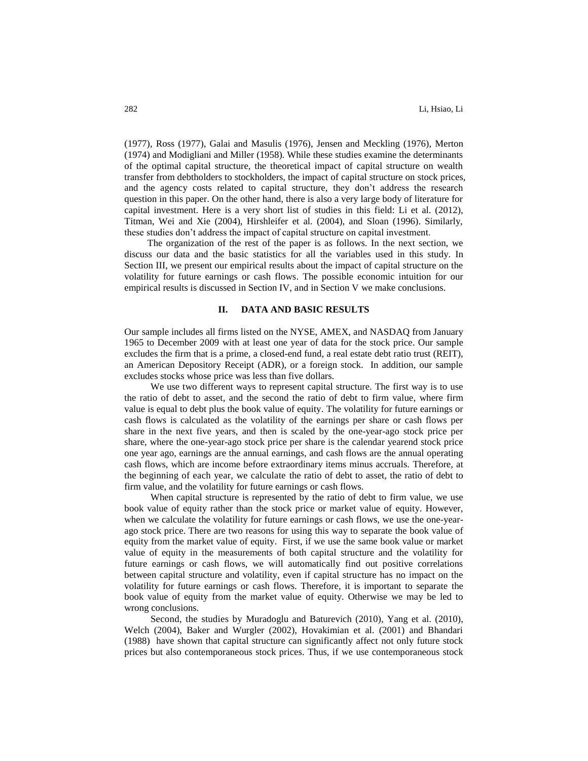(1977), Ross (1977), Galai and Masulis (1976), Jensen and Meckling (1976), Merton (1974) and Modigliani and Miller (1958). While these studies examine the determinants of the optimal capital structure, the theoretical impact of capital structure on wealth transfer from debtholders to stockholders, the impact of capital structure on stock prices, and the agency costs related to capital structure, they don't address the research question in this paper. On the other hand, there is also a very large body of literature for capital investment. Here is a very short list of studies in this field: Li et al. (2012), Titman, Wei and Xie (2004), Hirshleifer et al. (2004), and Sloan (1996). Similarly, these studies don't address the impact of capital structure on capital investment.

The organization of the rest of the paper is as follows. In the next section, we discuss our data and the basic statistics for all the variables used in this study. In Section III, we present our empirical results about the impact of capital structure on the volatility for future earnings or cash flows. The possible economic intuition for our empirical results is discussed in Section IV, and in Section V we make conclusions.

## II. DATA AND BASIC RESULTS

Our sample includes all firms listed on the NYSE, AMEX, and NASDAQ from January 1965 to December 2009 with at least one year of data for the stock price. Our sample excludes the firm that is a prime, a closed-end fund, a real estate debt ratio trust (REIT), an American Depository Receipt (ADR), or a foreign stock. In addition, our sample excludes stocks whose price was less than five dollars.

We use two different ways to represent capital structure. The first way is to use the ratio of debt to asset, and the second the ratio of debt to firm value, where firm value is equal to debt plus the book value of equity. The volatility for future earnings or cash flows is calculated as the volatility of the earnings per share or cash flows per share in the next five years, and then is scaled by the one-year-ago stock price per share, where the one-year-ago stock price per share is the calendar yearend stock price one year ago, earnings are the annual earnings, and cash flows are the annual operating cash flows, which are income before extraordinary items minus accruals. Therefore, at the beginning of each year, we calculate the ratio of debt to asset, the ratio of debt to firm value, and the volatility for future earnings or cash flows.

When capital structure is represented by the ratio of debt to firm value, we use book value of equity rather than the stock price or market value of equity. However, when we calculate the volatility for future earnings or cash flows, we use the one-year-ago stock price. There are two reasons for using this way to separate the book value of equity from the market value of equity. First, if we use the same book value or market value of equity in the measurements of both capital structure and the volatility for future earnings or cash flows, we will automatically find out positive correlations between capital structure and volatility, even if capital structure has no impact on the volatility for future earnings or cash flows. Therefore, it is important to separate the book value of equity from the market value of equity. Otherwise we may be led to wrong conclusions.

Second, the studies by Muradoglu and Baturevich (2010), Yang et al. (2010), Welch (2004), Baker and Wurgler (2002), Hovakimian et al. (2001) and Bhandari (1988) have shown that capital structure can significantly affect not only future stock prices but also contemporaneous stock prices. Thus, if we use contemporaneous stock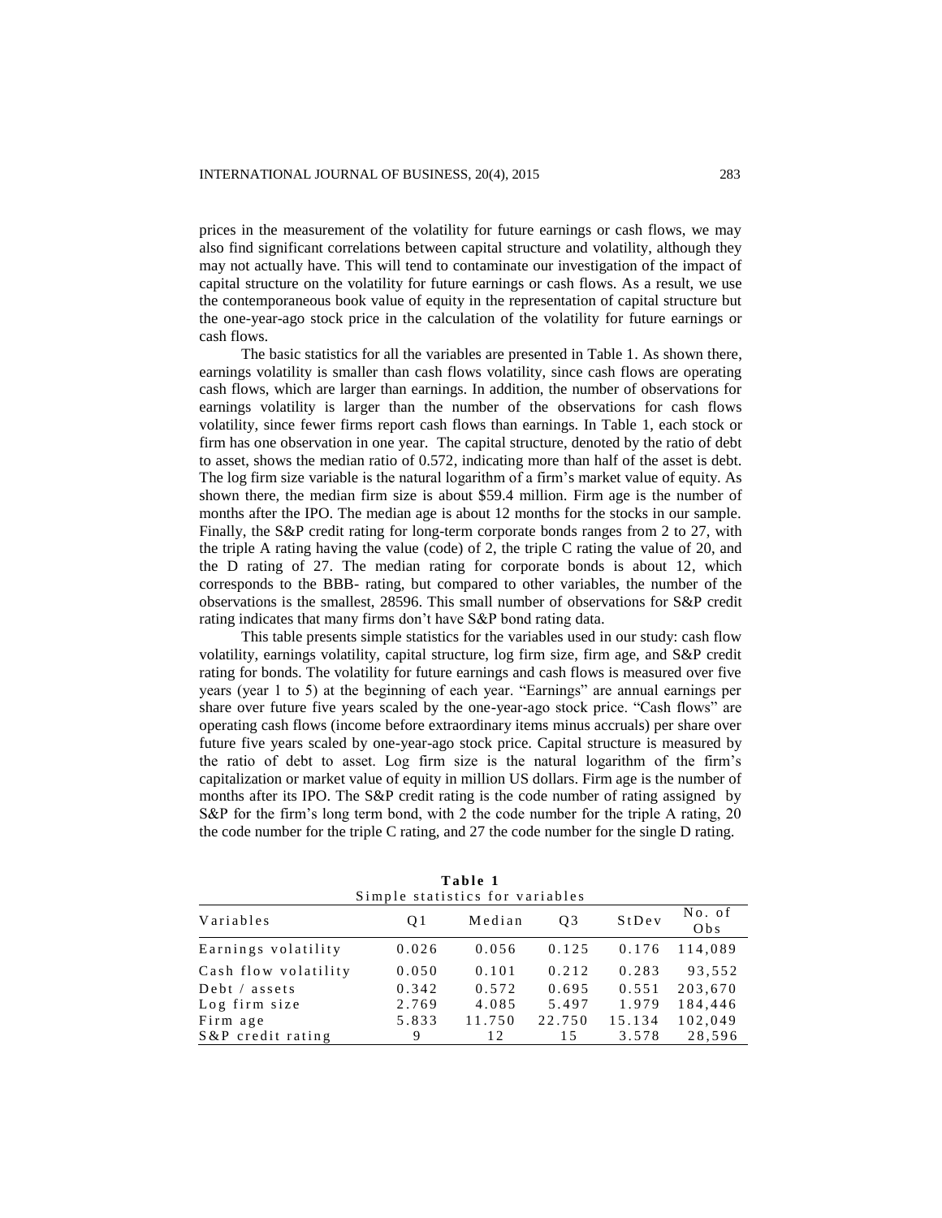prices in the measurement of the volatility for future earnings or cash flows, we may also find significant correlations between capital structure and volatility, although they may not actually have. This will tend to contaminate our investigation of the impact of capital structure on the volatility for future earnings or cash flows. As a result, we use the contemporaneous book value of equity in the representation of capital structure but the one-year-ago stock price in the calculation of the volatility for future earnings or cash flows.

The basic statistics for all the variables are presented in Table 1. As shown there, earnings volatility is smaller than cash flows volatility, since cash flows are operating cash flows, which are larger than earnings. In addition, the number of observations for earnings volatility is larger than the number of the observations for cash flows volatility, since fewer firms report cash flows than earnings. In Table 1, each stock or firm has one observation in one year. The capital structure, denoted by the ratio of debt to asset, shows the median ratio of 0.572, indicating more than half of the asset is debt. The log firm size variable is the natural logarithm of a firm's market value of equity. As shown there, the median firm size is about $59.4 million. Firm age is the number of months after the IPO. The median age is about 12 months for the stocks in our sample. Finally, the S&P credit rating for long-term corporate bonds ranges from 2 to 27, with the triple A rating having the value (code) of 2, the triple C rating the value of 20, and the D rating of 27. The median rating for corporate bonds is about 12, which corresponds to the BBB- rating, but compared to other variables, the number of the observations is the smallest, 28596. This small number of observations for S&P credit rating indicates that many firms don't have S&P bond rating data.

This table presents simple statistics for the variables used in our study: cash flow volatility, earnings volatility, capital structure, log firm size, firm age, and S&P credit rating for bonds. The volatility for future earnings and cash flows is measured over five years (year 1 to 5) at the beginning of each year. "Earnings" are annual earnings per share over future five years scaled by the one-year-ago stock price. "Cash flows" are operating cash flows (income before extraordinary items minus accruals) per share over future five years scaled by one-year-ago stock price. Capital structure is measured by the ratio of debt to asset. Log firm size is the natural logarithm of the firm's capitalization or market value of equity in million US dollars. Firm age is the number of months after its IPO. The S&P credit rating is the code number of rating assigned by S&P for the firm's long term bond, with 2 the code number for the triple A rating, 20 the code number for the triple C rating, and 27 the code number for the single D rating.

**Table 1**
Simple statistics for variables

| Variables | Q1 | Median | Q3 | StDev | No. of Obs |
|---|---|---|---|---|---|
| Earnings volatility | 0.026 | 0.056 | 0.125 | 0.176 | 114,089 |
| Cash flow volatility | 0.050 | 0.101 | 0.212 | 0.283 | 93,552 |
| Debt / assets | 0.342 | 0.572 | 0.695 | 0.551 | 203,670 |
| Log firm size | 2.769 | 4.085 | 5.497 | 1.979 | 184,446 |
| Firm age | 5.833 | 11.750 | 22.750 | 15.134 | 102,049 |
| S&P credit rating | 9 | 12 | 15 | 3.578 | 28,596 |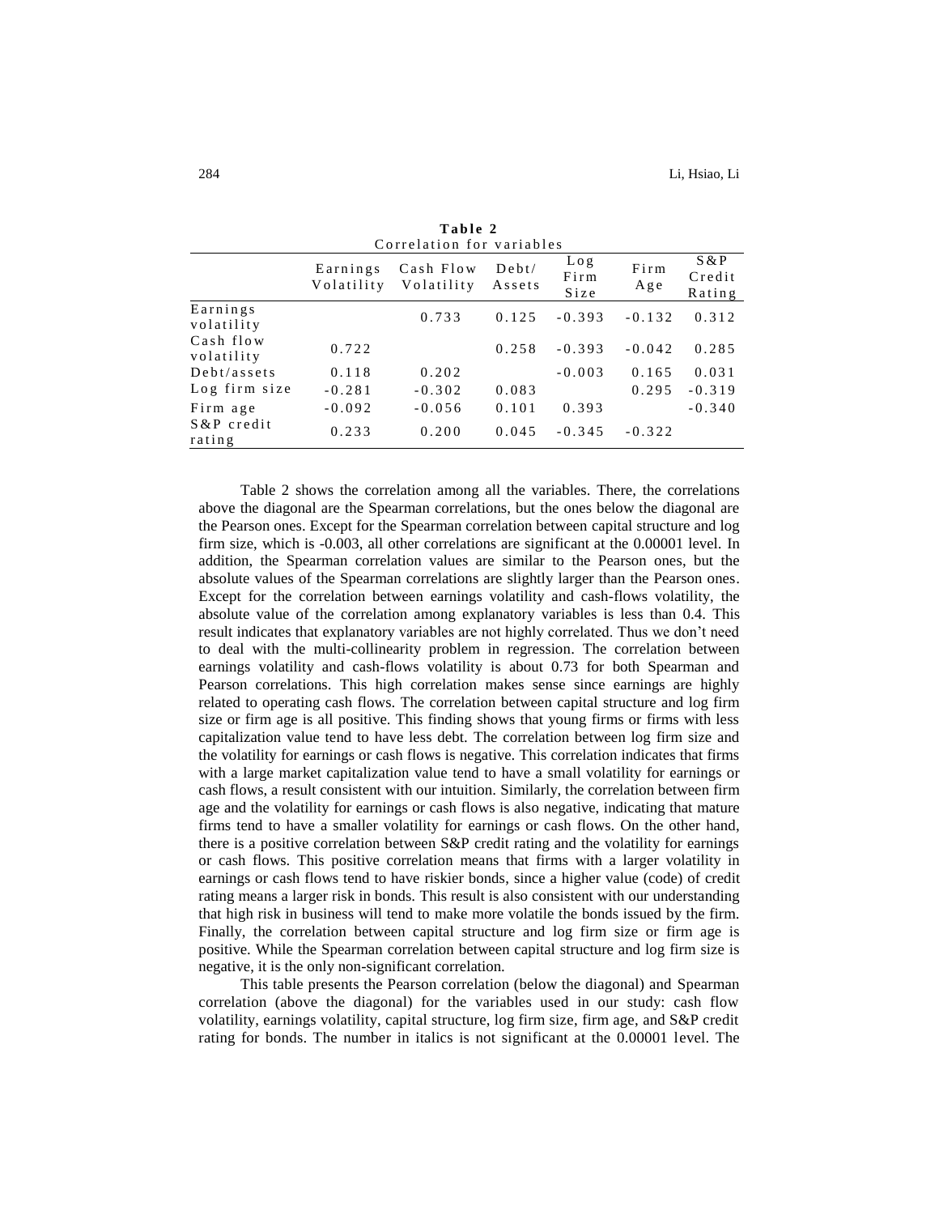**Table 2**
Correlation for variables

| | Earnings Volatility | Cash Flow Volatility | Debt/ Assets | Log Firm Size | Firm Age | S&P Credit Rating |
|---|---|---|---|---|---|---|
| Earnings volatility | | 0.733 | 0.125 | -0.393 | -0.132 | 0.312 |
| Cash flow volatility | 0.722 | | 0.258 | -0.393 | -0.042 | 0.285 |
| Debt/assets | 0.118 | 0.202 | | -0.003 | 0.165 | 0.031 |
| Log firm size | -0.281 | -0.302 | 0.083 | | 0.295 | -0.319 |
| Firm age | -0.092 | -0.056 | 0.101 | 0.393 | | -0.340 |
| S&P credit rating | 0.233 | 0.200 | 0.045 | -0.345 | -0.322 | |

Table 2 shows the correlation among all the variables. There, the correlations above the diagonal are the Spearman correlations, but the ones below the diagonal are the Pearson ones. Except for the Spearman correlation between capital structure and log firm size, which is -0.003, all other correlations are significant at the 0.00001 level. In addition, the Spearman correlation values are similar to the Pearson ones, but the absolute values of the Spearman correlations are slightly larger than the Pearson ones. Except for the correlation between earnings volatility and cash-flows volatility, the absolute value of the correlation among explanatory variables is less than 0.4. This result indicates that explanatory variables are not highly correlated. Thus we don't need to deal with the multi-collinearity problem in regression. The correlation between earnings volatility and cash-flows volatility is about 0.73 for both Spearman and Pearson correlations. This high correlation makes sense since earnings are highly related to operating cash flows. The correlation between capital structure and log firm size or firm age is all positive. This finding shows that young firms or firms with less capitalization value tend to have less debt. The correlation between log firm size and the volatility for earnings or cash flows is negative. This correlation indicates that firms with a large market capitalization value tend to have a small volatility for earnings or cash flows, a result consistent with our intuition. Similarly, the correlation between firm age and the volatility for earnings or cash flows is also negative, indicating that mature firms tend to have a smaller volatility for earnings or cash flows. On the other hand, there is a positive correlation between S&P credit rating and the volatility for earnings or cash flows. This positive correlation means that firms with a larger volatility in earnings or cash flows tend to have riskier bonds, since a higher value (code) of credit rating means a larger risk in bonds. This result is also consistent with our understanding that high risk in business will tend to make more volatile the bonds issued by the firm. Finally, the correlation between capital structure and log firm size or firm age is positive. While the Spearman correlation between capital structure and log firm size is negative, it is the only non-significant correlation.

This table presents the Pearson correlation (below the diagonal) and Spearman correlation (above the diagonal) for the variables used in our study: cash flow volatility, earnings volatility, capital structure, log firm size, firm age, and S&P credit rating for bonds. The number in italics is not significant at the 0.00001 level. The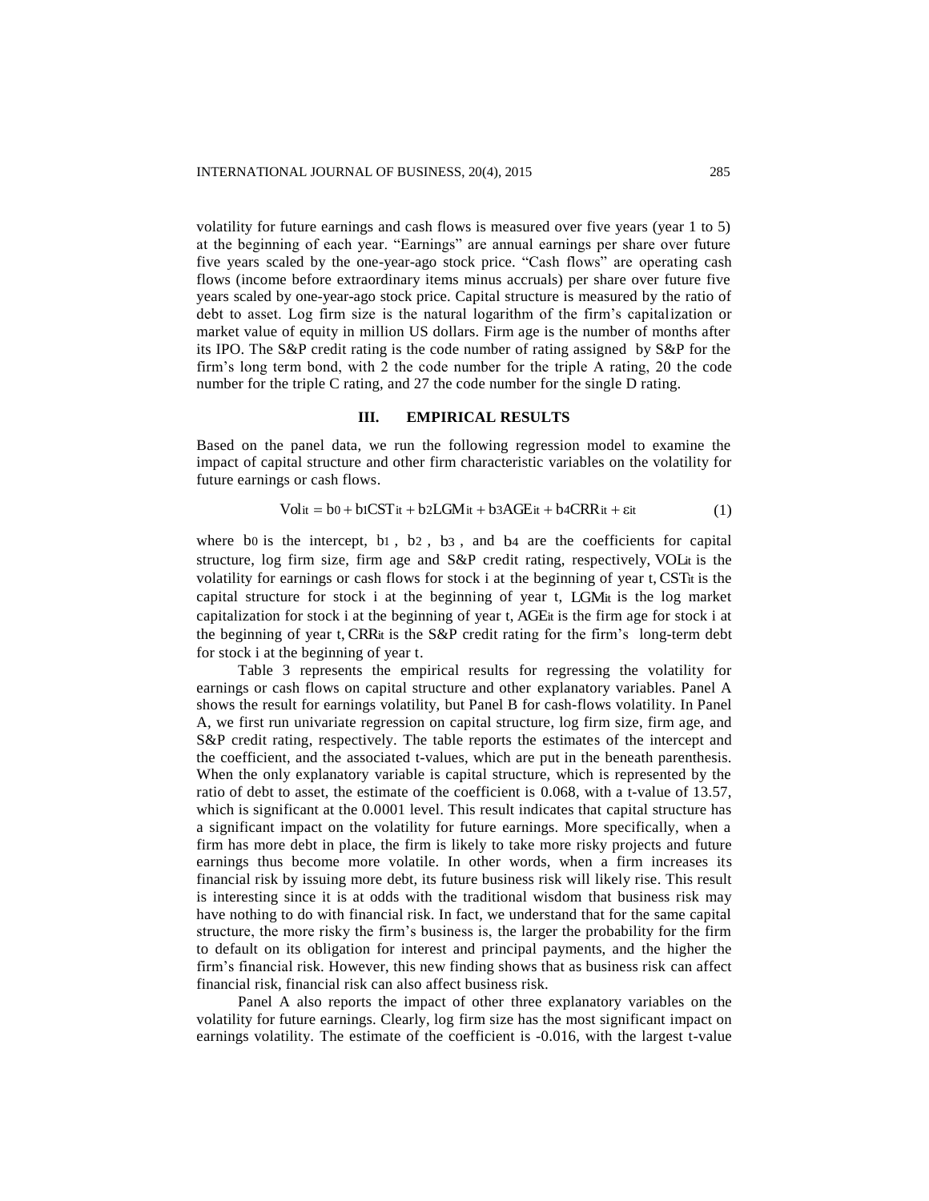volatility for future earnings and cash flows is measured over five years (year 1 to 5) at the beginning of each year. "Earnings" are annual earnings per share over future five years scaled by the one-year-ago stock price. "Cash flows" are operating cash flows (income before extraordinary items minus accruals) per share over future five years scaled by one-year-ago stock price. Capital structure is measured by the ratio of debt to asset. Log firm size is the natural logarithm of the firm's capitalization or market value of equity in million US dollars. Firm age is the number of months after its IPO. The S&P credit rating is the code number of rating assigned by S&P for the firm's long term bond, with 2 the code number for the triple A rating, 20 the code number for the triple C rating, and 27 the code number for the single D rating.

## III. EMPIRICAL RESULTS

Based on the panel data, we run the following regression model to examine the impact of capital structure and other firm characteristic variables on the volatility for future earnings or cash flows.

$$Vol_{it} = b_0 + b_1 CST_{it} + b_2 LGM_{it} + b_3 AGE_{it} + b_4 CRR_{it} + \varepsilon_{it} \tag{1}$$

where $b_0$ is the intercept, $b_1$, $b_2$, $b_3$, and $b_4$ are the coefficients for capital structure, log firm size, firm age and S&P credit rating, respectively, $VOL_{it}$ is the volatility for earnings or cash flows for stock i at the beginning of year t, $CST_{it}$ is the capital structure for stock i at the beginning of year t, $LGM_{it}$ is the log market capitalization for stock i at the beginning of year t, $AGE_{it}$ is the firm age for stock i at the beginning of year t, $CRR_{it}$ is the S&P credit rating for the firm's long-term debt for stock i at the beginning of year t.

Table 3 represents the empirical results for regressing the volatility for earnings or cash flows on capital structure and other explanatory variables. Panel A shows the result for earnings volatility, but Panel B for cash-flows volatility. In Panel A, we first run univariate regression on capital structure, log firm size, firm age, and S&P credit rating, respectively. The table reports the estimates of the intercept and the coefficient, and the associated t-values, which are put in the beneath parenthesis. When the only explanatory variable is capital structure, which is represented by the ratio of debt to asset, the estimate of the coefficient is 0.068, with a t-value of 13.57, which is significant at the 0.0001 level. This result indicates that capital structure has a significant impact on the volatility for future earnings. More specifically, when a firm has more debt in place, the firm is likely to take more risky projects and future earnings thus become more volatile. In other words, when a firm increases its financial risk by issuing more debt, its future business risk will likely rise. This result is interesting since it is at odds with the traditional wisdom that business risk may have nothing to do with financial risk. In fact, we understand that for the same capital structure, the more risky the firm's business is, the larger the probability for the firm to default on its obligation for interest and principal payments, and the higher the firm's financial risk. However, this new finding shows that as business risk can affect financial risk, financial risk can also affect business risk.

Panel A also reports the impact of other three explanatory variables on the volatility for future earnings. Clearly, log firm size has the most significant impact on earnings volatility. The estimate of the coefficient is -0.016, with the largest t-value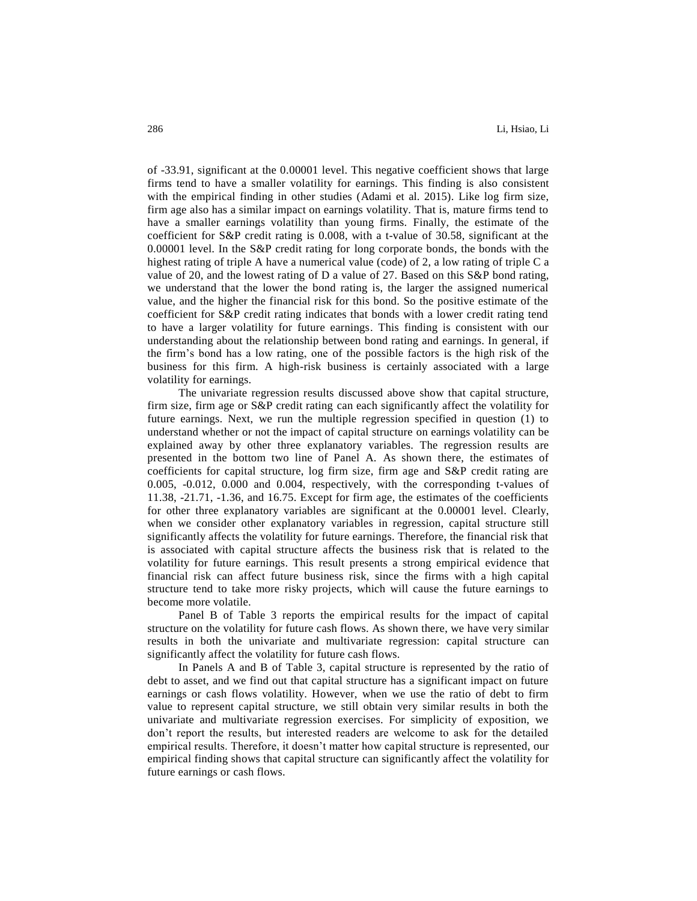of -33.91, significant at the 0.00001 level. This negative coefficient shows that large firms tend to have a smaller volatility for earnings. This finding is also consistent with the empirical finding in other studies (Adami et al. 2015). Like log firm size, firm age also has a similar impact on earnings volatility. That is, mature firms tend to have a smaller earnings volatility than young firms. Finally, the estimate of the coefficient for S&P credit rating is 0.008, with a t-value of 30.58, significant at the 0.00001 level. In the S&P credit rating for long corporate bonds, the bonds with the highest rating of triple A have a numerical value (code) of 2, a low rating of triple C a value of 20, and the lowest rating of D a value of 27. Based on this S&P bond rating, we understand that the lower the bond rating is, the larger the assigned numerical value, and the higher the financial risk for this bond. So the positive estimate of the coefficient for S&P credit rating indicates that bonds with a lower credit rating tend to have a larger volatility for future earnings. This finding is consistent with our understanding about the relationship between bond rating and earnings. In general, if the firm's bond has a low rating, one of the possible factors is the high risk of the business for this firm. A high-risk business is certainly associated with a large volatility for earnings.

The univariate regression results discussed above show that capital structure, firm size, firm age or S&P credit rating can each significantly affect the volatility for future earnings. Next, we run the multiple regression specified in question (1) to understand whether or not the impact of capital structure on earnings volatility can be explained away by other three explanatory variables. The regression results are presented in the bottom two line of Panel A. As shown there, the estimates of coefficients for capital structure, log firm size, firm age and S&P credit rating are 0.005, -0.012, 0.000 and 0.004, respectively, with the corresponding t-values of 11.38, -21.71, -1.36, and 16.75. Except for firm age, the estimates of the coefficients for other three explanatory variables are significant at the 0.00001 level. Clearly, when we consider other explanatory variables in regression, capital structure still significantly affects the volatility for future earnings. Therefore, the financial risk that is associated with capital structure affects the business risk that is related to the volatility for future earnings. This result presents a strong empirical evidence that financial risk can affect future business risk, since the firms with a high capital structure tend to take more risky projects, which will cause the future earnings to become more volatile.

Panel B of Table 3 reports the empirical results for the impact of capital structure on the volatility for future cash flows. As shown there, we have very similar results in both the univariate and multivariate regression: capital structure can significantly affect the volatility for future cash flows.

In Panels A and B of Table 3, capital structure is represented by the ratio of debt to asset, and we find out that capital structure has a significant impact on future earnings or cash flows volatility. However, when we use the ratio of debt to firm value to represent capital structure, we still obtain very similar results in both the univariate and multivariate regression exercises. For simplicity of exposition, we don't report the results, but interested readers are welcome to ask for the detailed empirical results. Therefore, it doesn't matter how capital structure is represented, our empirical finding shows that capital structure can significantly affect the volatility for future earnings or cash flows.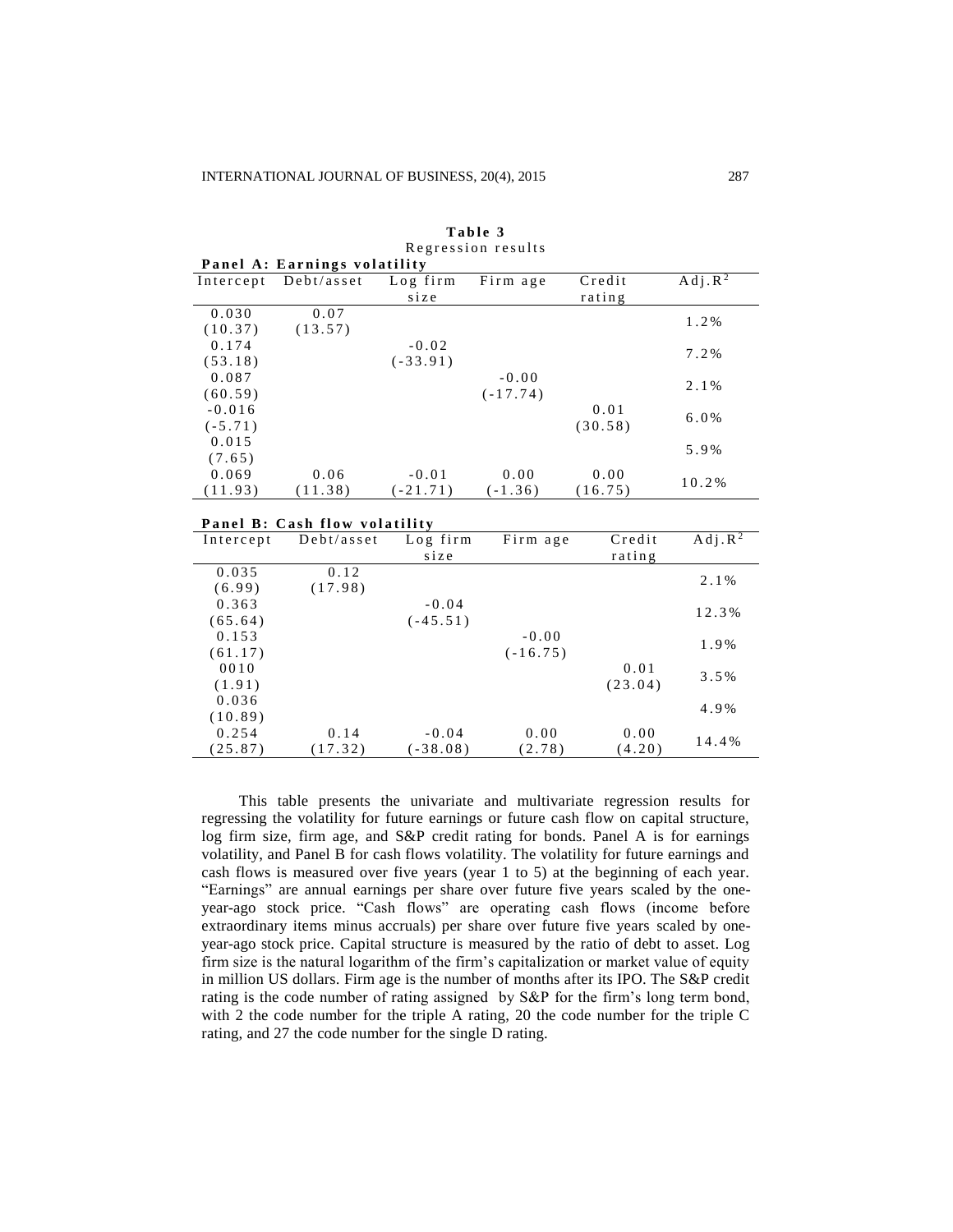**Table 3**
Regression results

**Panel A: Earnings volatility**

| Intercept | Debt/asset | Log firm size | Firm age | Credit rating | Adj.$R^2$ |
|---|---|---|---|---|---|
| 0.030 | 0.07 | | | | 1.2% |
| (10.37) | (13.57) | | | | |
| 0.174 | | -0.02 | | | 7.2% |
| (53.18) | | (-33.91) | | | |
| 0.087 | | | -0.00 | | 2.1% |
| (60.59) | | | (-17.74) | | |
| -0.016 | | | | 0.01 | 6.0% |
| (-5.71) | | | | (30.58) | |
| 0.015 | | | | | 5.9% |
| (7.65) | | | | | |
| 0.069 | 0.06 | -0.01 | 0.00 | 0.00 | 10.2% |
| (11.93) | (11.38) | (-21.71) | (-1.36) | (16.75) | |

**Panel B: Cash flow volatility**

| Intercept | Debt/asset | Log firm size | Firm age | Credit rating | Adj.$R^2$ |
|---|---|---|---|---|---|
| 0.035 | 0.12 | | | | 2.1% |
| (6.99) | (17.98) | | | | |
| 0.363 | | -0.04 | | | 12.3% |
| (65.64) | | (-45.51) | | | |
| 0.153 | | | -0.00 | | 1.9% |
| (61.17) | | | (-16.75) | | |
| 0010 | | | | 0.01 | 3.5% |
| (1.91) | | | | (23.04) | |
| 0.036 | | | | | 4.9% |
| (10.89) | | | | | |
| 0.254 | 0.14 | -0.04 | 0.00 | 0.00 | 14.4% |
| (25.87) | (17.32) | (-38.08) | (2.78) | (4.20) | |

This table presents the univariate and multivariate regression results for regressing the volatility for future earnings or future cash flow on capital structure, log firm size, firm age, and S&P credit rating for bonds. Panel A is for earnings volatility, and Panel B for cash flows volatility. The volatility for future earnings and cash flows is measured over five years (year 1 to 5) at the beginning of each year. "Earnings" are annual earnings per share over future five years scaled by the one-year-ago stock price. "Cash flows" are operating cash flows (income before extraordinary items minus accruals) per share over future five years scaled by one-year-ago stock price. Capital structure is measured by the ratio of debt to asset. Log firm size is the natural logarithm of the firm's capitalization or market value of equity in million US dollars. Firm age is the number of months after its IPO. The S&P credit rating is the code number of rating assigned by S&P for the firm's long term bond, with 2 the code number for the triple A rating, 20 the code number for the triple C rating, and 27 the code number for the single D rating.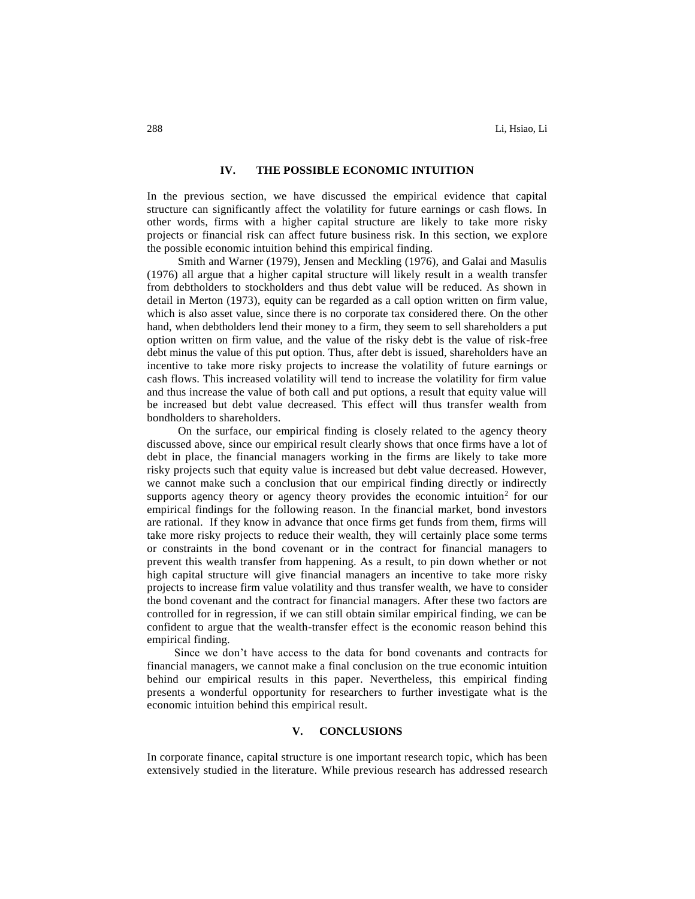## IV. THE POSSIBLE ECONOMIC INTUITION

In the previous section, we have discussed the empirical evidence that capital structure can significantly affect the volatility for future earnings or cash flows. In other words, firms with a higher capital structure are likely to take more risky projects or financial risk can affect future business risk. In this section, we explore the possible economic intuition behind this empirical finding.

Smith and Warner (1979), Jensen and Meckling (1976), and Galai and Masulis (1976) all argue that a higher capital structure will likely result in a wealth transfer from debtholders to stockholders and thus debt value will be reduced. As shown in detail in Merton (1973), equity can be regarded as a call option written on firm value, which is also asset value, since there is no corporate tax considered there. On the other hand, when debtholders lend their money to a firm, they seem to sell shareholders a put option written on firm value, and the value of the risky debt is the value of risk-free debt minus the value of this put option. Thus, after debt is issued, shareholders have an incentive to take more risky projects to increase the volatility of future earnings or cash flows. This increased volatility will tend to increase the volatility for firm value and thus increase the value of both call and put options, a result that equity value will be increased but debt value decreased. This effect will thus transfer wealth from bondholders to shareholders.

On the surface, our empirical finding is closely related to the agency theory discussed above, since our empirical result clearly shows that once firms have a lot of debt in place, the financial managers working in the firms are likely to take more risky projects such that equity value is increased but debt value decreased. However, we cannot make such a conclusion that our empirical finding directly or indirectly supports agency theory or agency theory provides the economic intuition[2] for our empirical findings for the following reason. In the financial market, bond investors are rational. If they know in advance that once firms get funds from them, firms will take more risky projects to reduce their wealth, they will certainly place some terms or constraints in the bond covenant or in the contract for financial managers to prevent this wealth transfer from happening. As a result, to pin down whether or not high capital structure will give financial managers an incentive to take more risky projects to increase firm value volatility and thus transfer wealth, we have to consider the bond covenant and the contract for financial managers. After these two factors are controlled for in regression, if we can still obtain similar empirical finding, we can be confident to argue that the wealth-transfer effect is the economic reason behind this empirical finding.

Since we don't have access to the data for bond covenants and contracts for financial managers, we cannot make a final conclusion on the true economic intuition behind our empirical results in this paper. Nevertheless, this empirical finding presents a wonderful opportunity for researchers to further investigate what is the economic intuition behind this empirical result.

## V. CONCLUSIONS

In corporate finance, capital structure is one important research topic, which has been extensively studied in the literature. While previous research has addressed research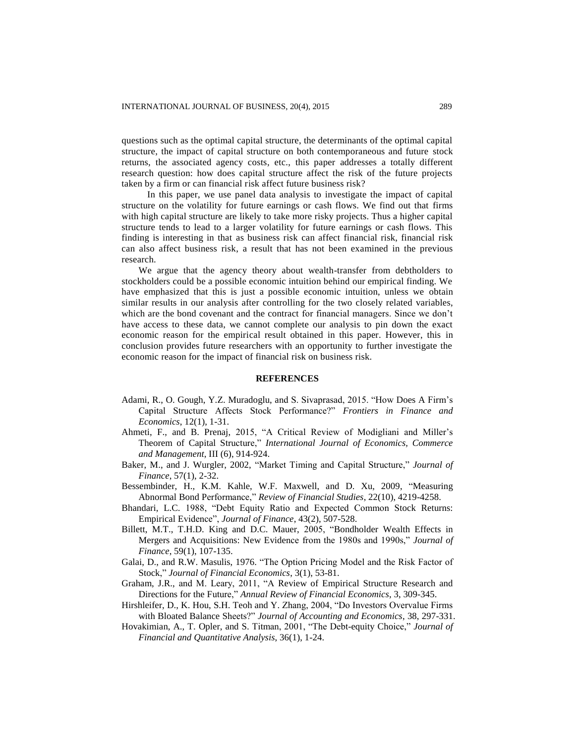questions such as the optimal capital structure, the determinants of the optimal capital structure, the impact of capital structure on both contemporaneous and future stock returns, the associated agency costs, etc., this paper addresses a totally different research question: how does capital structure affect the risk of the future projects taken by a firm or can financial risk affect future business risk?

In this paper, we use panel data analysis to investigate the impact of capital structure on the volatility for future earnings or cash flows. We find out that firms with high capital structure are likely to take more risky projects. Thus a higher capital structure tends to lead to a larger volatility for future earnings or cash flows. This finding is interesting in that as business risk can affect financial risk, financial risk can also affect business risk, a result that has not been examined in the previous research.

We argue that the agency theory about wealth-transfer from debtholders to stockholders could be a possible economic intuition behind our empirical finding. We have emphasized that this is just a possible economic intuition, unless we obtain similar results in our analysis after controlling for the two closely related variables, which are the bond covenant and the contract for financial managers. Since we don't have access to these data, we cannot complete our analysis to pin down the exact economic reason for the empirical result obtained in this paper. However, this in conclusion provides future researchers with an opportunity to further investigate the economic reason for the impact of financial risk on business risk.

## REFERENCES

Adami, R., O. Gough, Y.Z. Muradoglu, and S. Sivaprasad, 2015. "How Does A Firm's Capital Structure Affects Stock Performance?" *Frontiers in Finance and Economics*, 12(1), 1-31.

Ahmeti, F., and B. Prenaj, 2015, "A Critical Review of Modigliani and Miller's Theorem of Capital Structure," *International Journal of Economics, Commerce and Management*, III (6), 914-924.

Baker, M., and J. Wurgler, 2002, "Market Timing and Capital Structure," *Journal of Finance*, 57(1), 2-32.

Bessembinder, H., K.M. Kahle, W.F. Maxwell, and D. Xu, 2009, "Measuring Abnormal Bond Performance," *Review of Financial Studies*, 22(10), 4219-4258.

Bhandari, L.C. 1988, "Debt Equity Ratio and Expected Common Stock Returns: Empirical Evidence", *Journal of Finance*, 43(2), 507-528.

Billett, M.T., T.H.D. King and D.C. Mauer, 2005, "Bondholder Wealth Effects in Mergers and Acquisitions: New Evidence from the 1980s and 1990s," *Journal of Finance*, 59(1), 107-135.

Galai, D., and R.W. Masulis, 1976. "The Option Pricing Model and the Risk Factor of Stock," *Journal of Financial Economics*, 3(1), 53-81.

Graham, J.R., and M. Leary, 2011, "A Review of Empirical Structure Research and Directions for the Future," *Annual Review of Financial Economics*, 3, 309-345.

Hirshleifer, D., K. Hou, S.H. Teoh and Y. Zhang, 2004, "Do Investors Overvalue Firms with Bloated Balance Sheets?" *Journal of Accounting and Economics*, 38, 297-331.

Hovakimian, A., T. Opler, and S. Titman, 2001, "The Debt-equity Choice," *Journal of Financial and Quantitative Analysis*, 36(1), 1-24.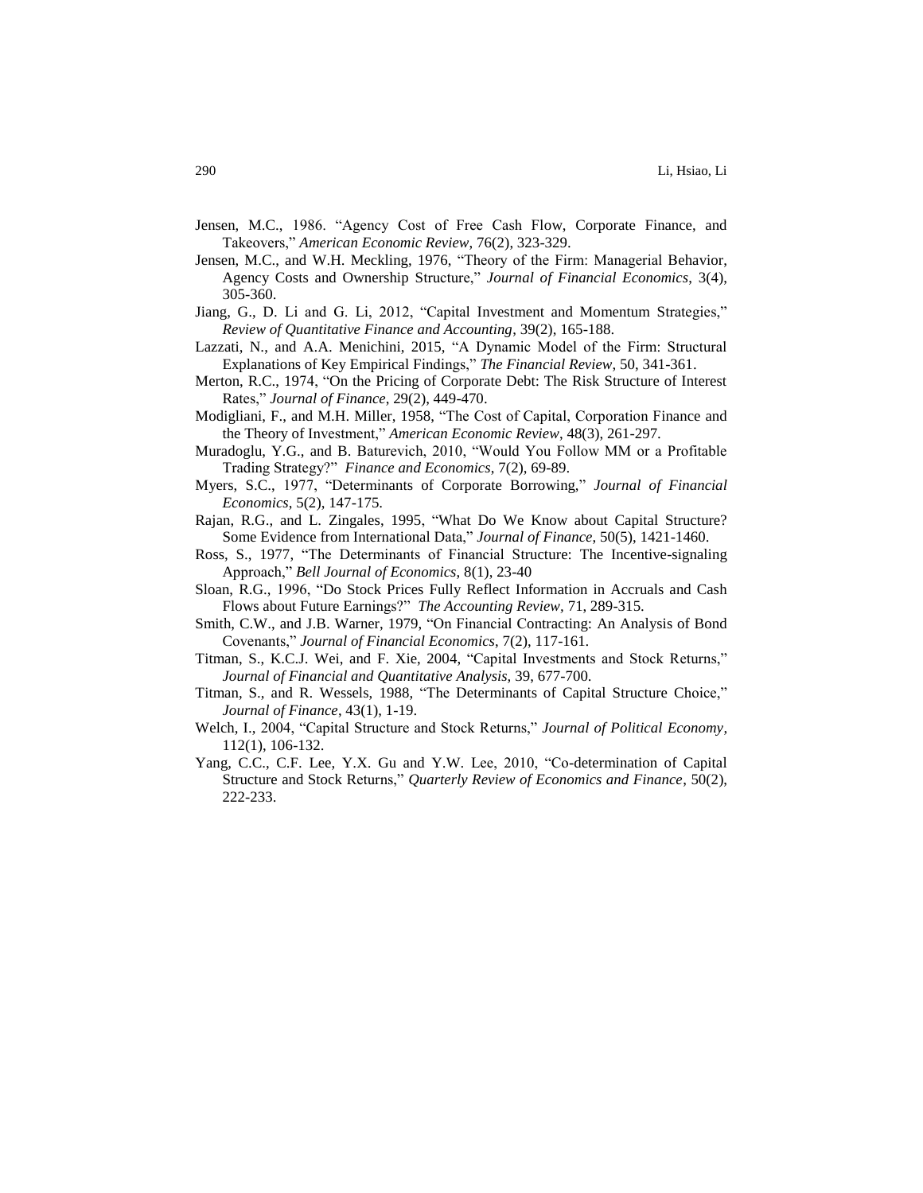Jensen, M.C., 1986. "Agency Cost of Free Cash Flow, Corporate Finance, and Takeovers," *American Economic Review*, 76(2), 323-329.

Jensen, M.C., and W.H. Meckling, 1976, "Theory of the Firm: Managerial Behavior, Agency Costs and Ownership Structure," *Journal of Financial Economics*, 3(4), 305-360.

Jiang, G., D. Li and G. Li, 2012, "Capital Investment and Momentum Strategies," *Review of Quantitative Finance and Accounting*, 39(2), 165-188.

Lazzati, N., and A.A. Menichini, 2015, "A Dynamic Model of the Firm: Structural Explanations of Key Empirical Findings," *The Financial Review*, 50, 341-361.

Merton, R.C., 1974, "On the Pricing of Corporate Debt: The Risk Structure of Interest Rates," *Journal of Finance*, 29(2), 449-470.

Modigliani, F., and M.H. Miller, 1958, "The Cost of Capital, Corporation Finance and the Theory of Investment," *American Economic Review*, 48(3), 261-297.

Muradoglu, Y.G., and B. Baturevich, 2010, "Would You Follow MM or a Profitable Trading Strategy?" *Finance and Economics*, 7(2), 69-89.

Myers, S.C., 1977, "Determinants of Corporate Borrowing," *Journal of Financial Economics*, 5(2), 147-175.

Rajan, R.G., and L. Zingales, 1995, "What Do We Know about Capital Structure? Some Evidence from International Data," *Journal of Finance,* 50(5), 1421-1460.

Ross, S., 1977, "The Determinants of Financial Structure: The Incentive-signaling Approach," *Bell Journal of Economics*, 8(1), 23-40

Sloan, R.G., 1996, "Do Stock Prices Fully Reflect Information in Accruals and Cash Flows about Future Earnings?" *The Accounting Review,* 71, 289-315.

Smith, C.W., and J.B. Warner, 1979, "On Financial Contracting: An Analysis of Bond Covenants," *Journal of Financial Economics*, 7(2), 117-161.

Titman, S., K.C.J. Wei, and F. Xie, 2004, "Capital Investments and Stock Returns," *Journal of Financial and Quantitative Analysis,* 39, 677-700.

Titman, S., and R. Wessels, 1988, "The Determinants of Capital Structure Choice," *Journal of Finance*, 43(1), 1-19.

Welch, I., 2004, "Capital Structure and Stock Returns," *Journal of Political Economy*, 112(1), 106-132.

Yang, C.C., C.F. Lee, Y.X. Gu and Y.W. Lee, 2010, "Co-determination of Capital Structure and Stock Returns," *Quarterly Review of Economics and Finance*, 50(2), 222-233.